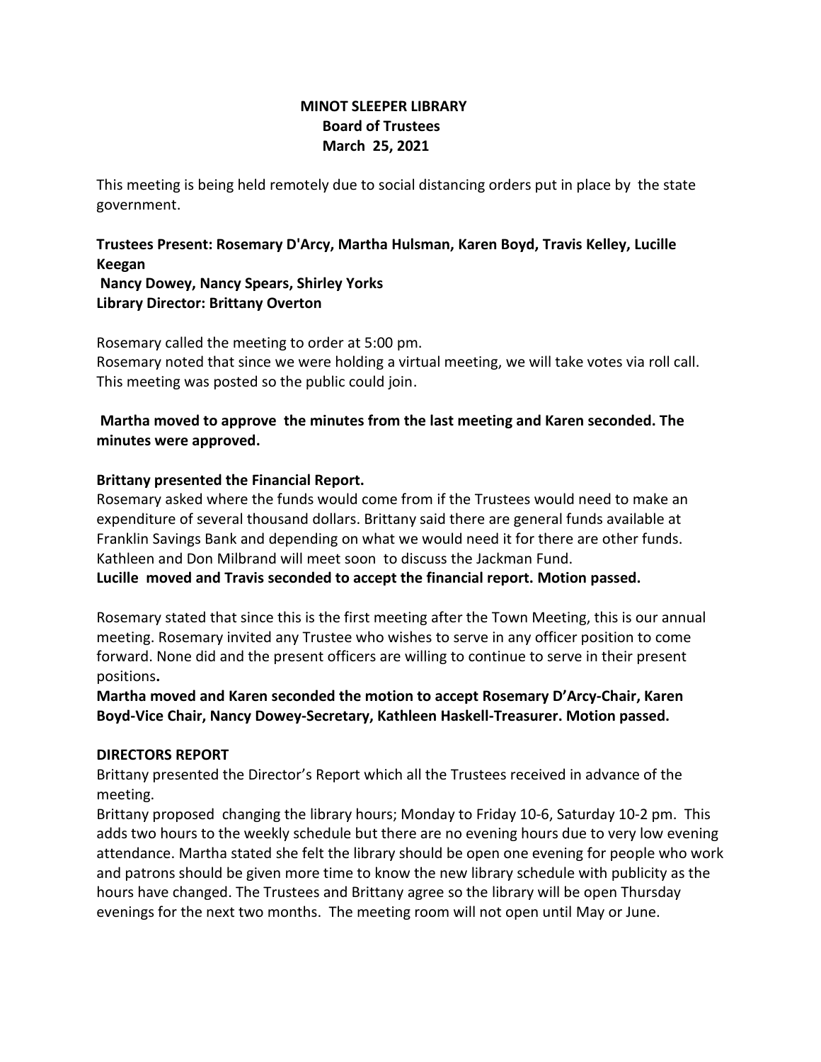# MINOT SLEEPER LIBRARY
## Board of Trustees
## March 25, 2021

This meeting is being held remotely due to social distancing orders put in place by the state government.

**Trustees Present: Rosemary D'Arcy, Martha Hulsman, Karen Boyd, Travis Kelley, Lucille Keegan**
**Nancy Dowey, Nancy Spears, Shirley Yorks**
**Library Director: Brittany Overton**

Rosemary called the meeting to order at 5:00 pm.
Rosemary noted that since we were holding a virtual meeting, we will take votes via roll call. This meeting was posted so the public could join.

**Martha moved to approve the minutes from the last meeting and Karen seconded. The minutes were approved.**

**Brittany presented the Financial Report.**
Rosemary asked where the funds would come from if the Trustees would need to make an expenditure of several thousand dollars. Brittany said there are general funds available at Franklin Savings Bank and depending on what we would need it for there are other funds. Kathleen and Don Milbrand will meet soon to discuss the Jackman Fund.
**Lucille moved and Travis seconded to accept the financial report. Motion passed.**

Rosemary stated that since this is the first meeting after the Town Meeting, this is our annual meeting. Rosemary invited any Trustee who wishes to serve in any officer position to come forward. None did and the present officers are willing to continue to serve in their present positions**.**
**Martha moved and Karen seconded the motion to accept Rosemary D'Arcy-Chair, Karen Boyd-Vice Chair, Nancy Dowey-Secretary, Kathleen Haskell-Treasurer. Motion passed.**

**DIRECTORS REPORT**
Brittany presented the Director's Report which all the Trustees received in advance of the meeting.
Brittany proposed changing the library hours; Monday to Friday 10-6, Saturday 10-2 pm. This adds two hours to the weekly schedule but there are no evening hours due to very low evening attendance. Martha stated she felt the library should be open one evening for people who work and patrons should be given more time to know the new library schedule with publicity as the hours have changed. The Trustees and Brittany agree so the library will be open Thursday evenings for the next two months. The meeting room will not open until May or June.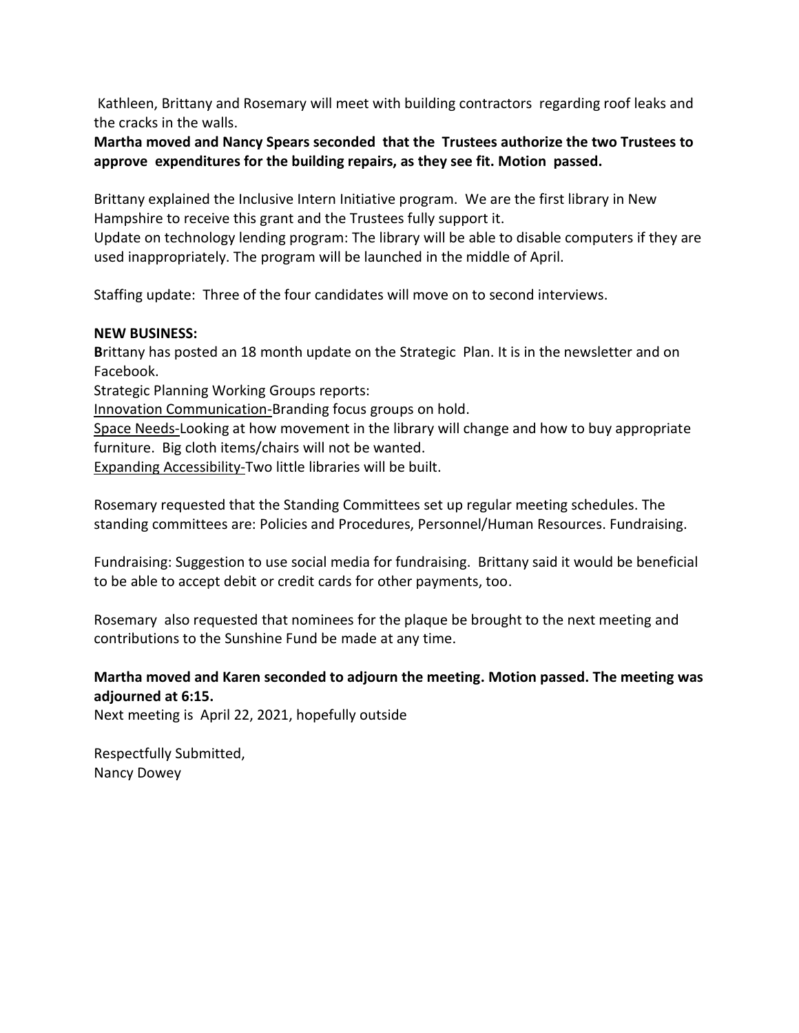Kathleen, Brittany and Rosemary will meet with building contractors regarding roof leaks and the cracks in the walls.

**Martha moved and Nancy Spears seconded that the Trustees authorize the two Trustees to approve expenditures for the building repairs, as they see fit. Motion passed.**

Brittany explained the Inclusive Intern Initiative program. We are the first library in New Hampshire to receive this grant and the Trustees fully support it.
Update on technology lending program: The library will be able to disable computers if they are used inappropriately. The program will be launched in the middle of April.

Staffing update: Three of the four candidates will move on to second interviews.

**NEW BUSINESS:**
**B**rittany has posted an 18 month update on the Strategic Plan. It is in the newsletter and on Facebook.
Strategic Planning Working Groups reports:
Innovation Communication-Branding focus groups on hold.
Space Needs-Looking at how movement in the library will change and how to buy appropriate furniture. Big cloth items/chairs will not be wanted.
Expanding Accessibility-Two little libraries will be built.

Rosemary requested that the Standing Committees set up regular meeting schedules. The standing committees are: Policies and Procedures, Personnel/Human Resources. Fundraising.

Fundraising: Suggestion to use social media for fundraising. Brittany said it would be beneficial to be able to accept debit or credit cards for other payments, too.

Rosemary also requested that nominees for the plaque be brought to the next meeting and contributions to the Sunshine Fund be made at any time.

**Martha moved and Karen seconded to adjourn the meeting. Motion passed. The meeting was adjourned at 6:15.**
Next meeting is April 22, 2021, hopefully outside

Respectfully Submitted,
Nancy Dowey